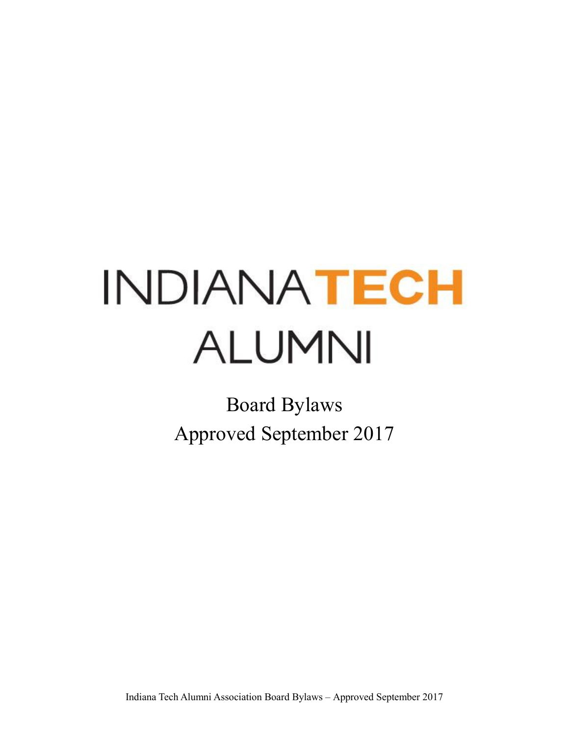# INDIANA TECH ALUMNI

Board Bylaws

Approved September 2017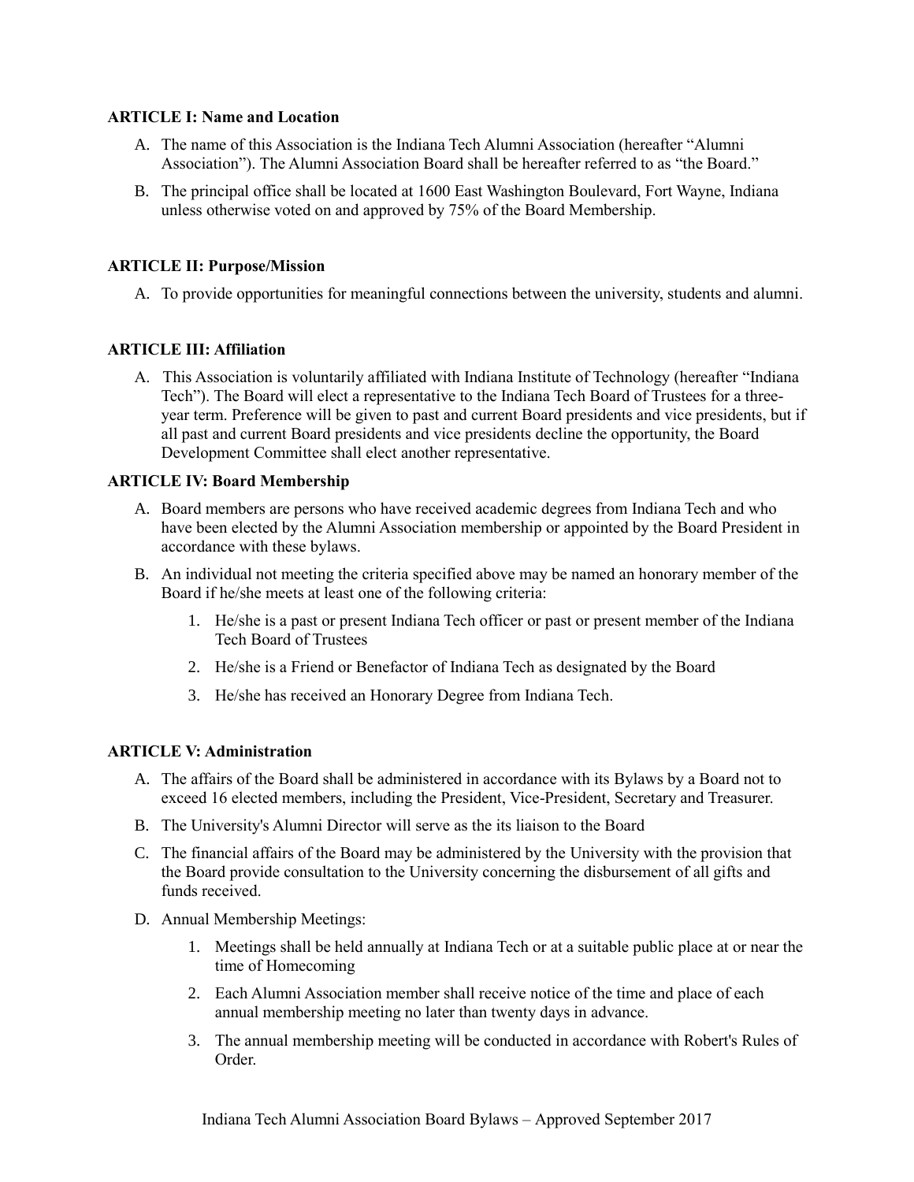**ARTICLE I: Name and Location**

A. The name of this Association is the Indiana Tech Alumni Association (hereafter "Alumni Association"). The Alumni Association Board shall be hereafter referred to as "the Board."

B. The principal office shall be located at 1600 East Washington Boulevard, Fort Wayne, Indiana unless otherwise voted on and approved by 75% of the Board Membership.

**ARTICLE II: Purpose/Mission**

A. To provide opportunities for meaningful connections between the university, students and alumni.

**ARTICLE III: Affiliation**

A. This Association is voluntarily affiliated with Indiana Institute of Technology (hereafter "Indiana Tech"). The Board will elect a representative to the Indiana Tech Board of Trustees for a three-year term. Preference will be given to past and current Board presidents and vice presidents, but if all past and current Board presidents and vice presidents decline the opportunity, the Board Development Committee shall elect another representative.

**ARTICLE IV: Board Membership**

A. Board members are persons who have received academic degrees from Indiana Tech and who have been elected by the Alumni Association membership or appointed by the Board President in accordance with these bylaws.

B. An individual not meeting the criteria specified above may be named an honorary member of the Board if he/she meets at least one of the following criteria:

   1. He/she is a past or present Indiana Tech officer or past or present member of the Indiana Tech Board of Trustees
   2. He/she is a Friend or Benefactor of Indiana Tech as designated by the Board
   3. He/she has received an Honorary Degree from Indiana Tech.

**ARTICLE V: Administration**

A. The affairs of the Board shall be administered in accordance with its Bylaws by a Board not to exceed 16 elected members, including the President, Vice-President, Secretary and Treasurer.

B. The University's Alumni Director will serve as the its liaison to the Board

C. The financial affairs of the Board may be administered by the University with the provision that the Board provide consultation to the University concerning the disbursement of all gifts and funds received.

D. Annual Membership Meetings:

   1. Meetings shall be held annually at Indiana Tech or at a suitable public place at or near the time of Homecoming
   2. Each Alumni Association member shall receive notice of the time and place of each annual membership meeting no later than twenty days in advance.
   3. The annual membership meeting will be conducted in accordance with Robert's Rules of Order.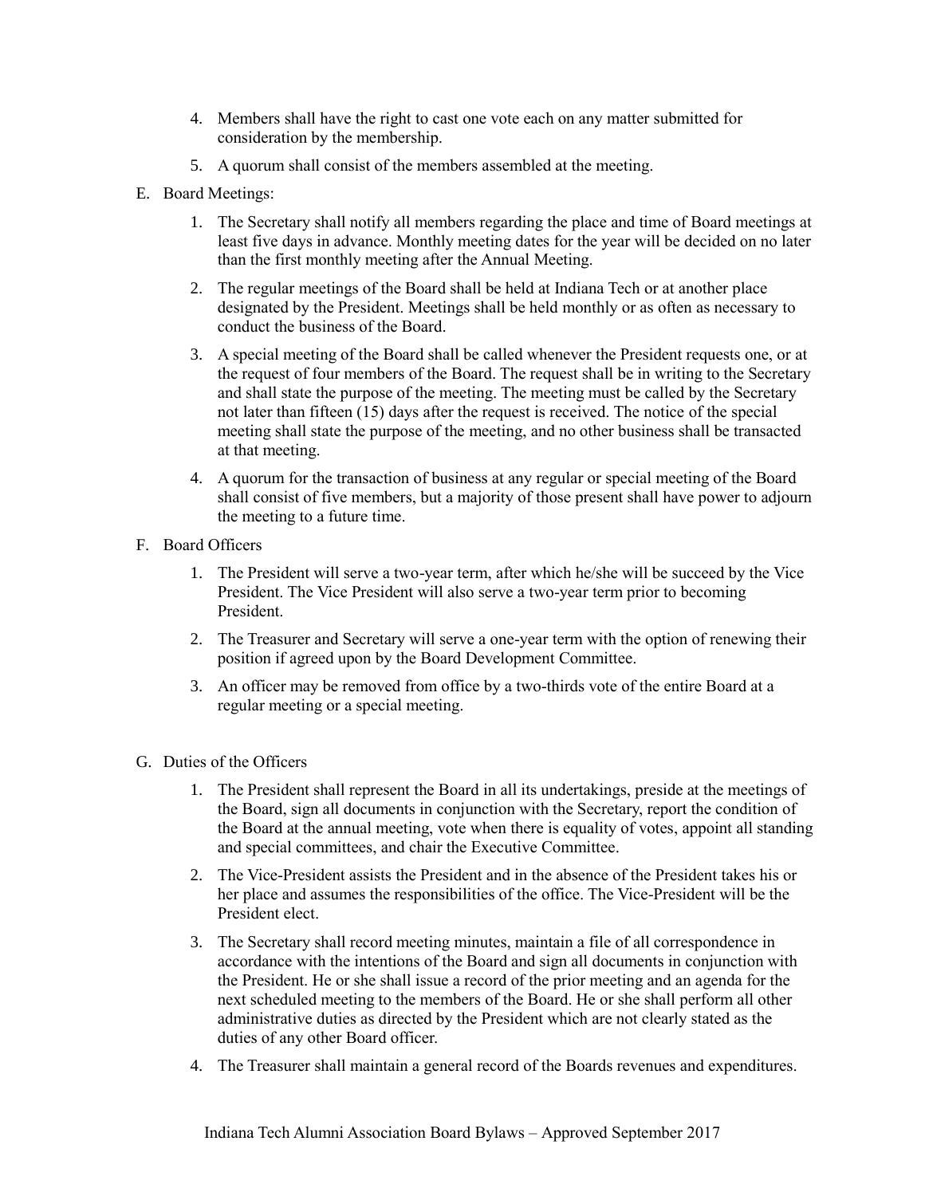4. Members shall have the right to cast one vote each on any matter submitted for consideration by the membership.
5. A quorum shall consist of the members assembled at the meeting.

E. Board Meetings:

1. The Secretary shall notify all members regarding the place and time of Board meetings at least five days in advance. Monthly meeting dates for the year will be decided on no later than the first monthly meeting after the Annual Meeting.
2. The regular meetings of the Board shall be held at Indiana Tech or at another place designated by the President. Meetings shall be held monthly or as often as necessary to conduct the business of the Board.
3. A special meeting of the Board shall be called whenever the President requests one, or at the request of four members of the Board. The request shall be in writing to the Secretary and shall state the purpose of the meeting. The meeting must be called by the Secretary not later than fifteen (15) days after the request is received. The notice of the special meeting shall state the purpose of the meeting, and no other business shall be transacted at that meeting.
4. A quorum for the transaction of business at any regular or special meeting of the Board shall consist of five members, but a majority of those present shall have power to adjourn the meeting to a future time.

F. Board Officers

1. The President will serve a two-year term, after which he/she will be succeed by the Vice President. The Vice President will also serve a two-year term prior to becoming President.
2. The Treasurer and Secretary will serve a one-year term with the option of renewing their position if agreed upon by the Board Development Committee.
3. An officer may be removed from office by a two-thirds vote of the entire Board at a regular meeting or a special meeting.

G. Duties of the Officers

1. The President shall represent the Board in all its undertakings, preside at the meetings of the Board, sign all documents in conjunction with the Secretary, report the condition of the Board at the annual meeting, vote when there is equality of votes, appoint all standing and special committees, and chair the Executive Committee.
2. The Vice-President assists the President and in the absence of the President takes his or her place and assumes the responsibilities of the office. The Vice-President will be the President elect.
3. The Secretary shall record meeting minutes, maintain a file of all correspondence in accordance with the intentions of the Board and sign all documents in conjunction with the President. He or she shall issue a record of the prior meeting and an agenda for the next scheduled meeting to the members of the Board. He or she shall perform all other administrative duties as directed by the President which are not clearly stated as the duties of any other Board officer.
4. The Treasurer shall maintain a general record of the Boards revenues and expenditures.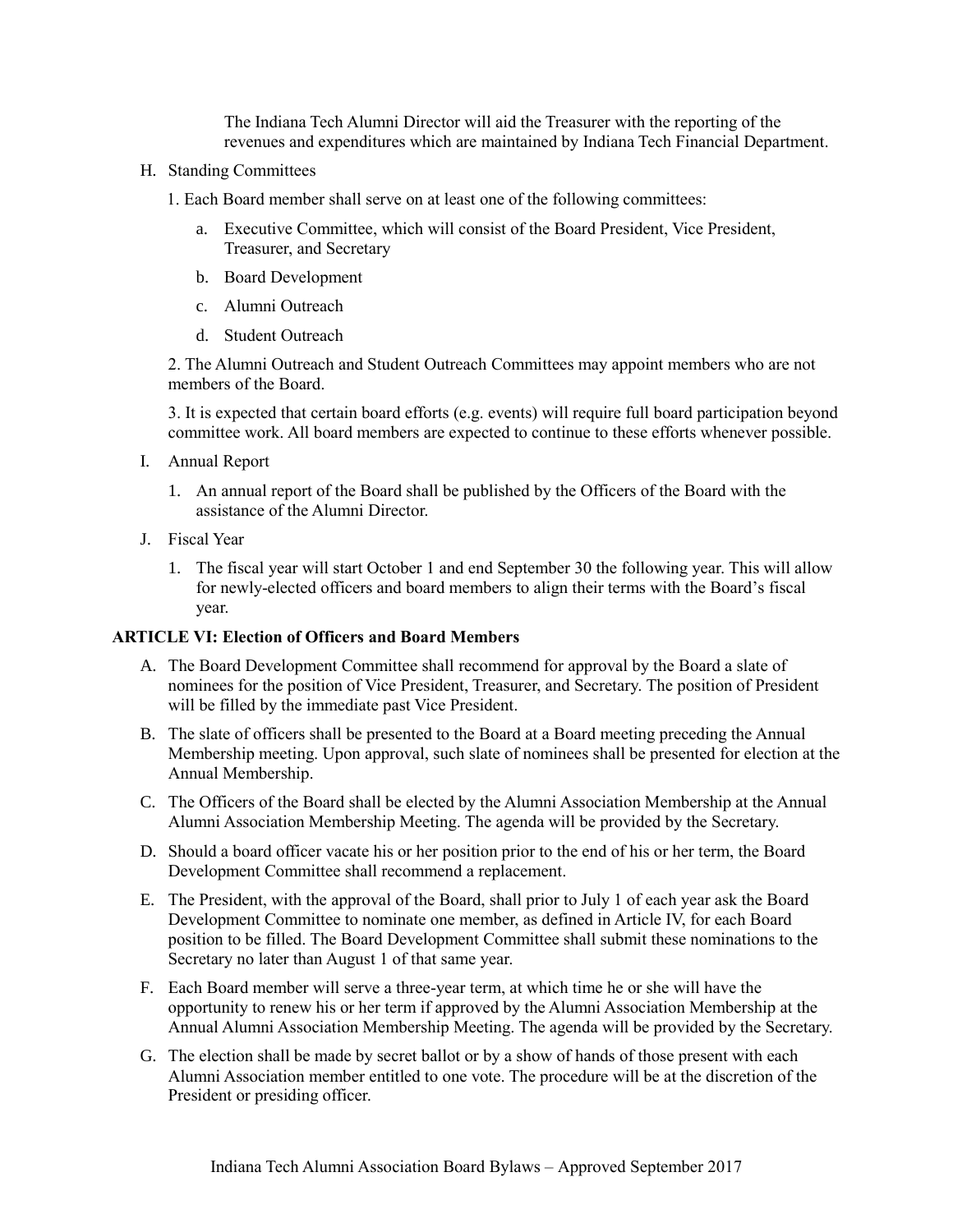The Indiana Tech Alumni Director will aid the Treasurer with the reporting of the revenues and expenditures which are maintained by Indiana Tech Financial Department.

H. Standing Committees

1. Each Board member shall serve on at least one of the following committees:

   a. Executive Committee, which will consist of the Board President, Vice President, Treasurer, and Secretary

   b. Board Development

   c. Alumni Outreach

   d. Student Outreach

2. The Alumni Outreach and Student Outreach Committees may appoint members who are not members of the Board.

3. It is expected that certain board efforts (e.g. events) will require full board participation beyond committee work. All board members are expected to continue to these efforts whenever possible.

I. Annual Report

1. An annual report of the Board shall be published by the Officers of the Board with the assistance of the Alumni Director.

J. Fiscal Year

1. The fiscal year will start October 1 and end September 30 the following year. This will allow for newly-elected officers and board members to align their terms with the Board's fiscal year.

**ARTICLE VI: Election of Officers and Board Members**

A. The Board Development Committee shall recommend for approval by the Board a slate of nominees for the position of Vice President, Treasurer, and Secretary. The position of President will be filled by the immediate past Vice President.

B. The slate of officers shall be presented to the Board at a Board meeting preceding the Annual Membership meeting. Upon approval, such slate of nominees shall be presented for election at the Annual Membership.

C. The Officers of the Board shall be elected by the Alumni Association Membership at the Annual Alumni Association Membership Meeting. The agenda will be provided by the Secretary.

D. Should a board officer vacate his or her position prior to the end of his or her term, the Board Development Committee shall recommend a replacement.

E. The President, with the approval of the Board, shall prior to July 1 of each year ask the Board Development Committee to nominate one member, as defined in Article IV, for each Board position to be filled. The Board Development Committee shall submit these nominations to the Secretary no later than August 1 of that same year.

F. Each Board member will serve a three-year term, at which time he or she will have the opportunity to renew his or her term if approved by the Alumni Association Membership at the Annual Alumni Association Membership Meeting. The agenda will be provided by the Secretary.

G. The election shall be made by secret ballot or by a show of hands of those present with each Alumni Association member entitled to one vote. The procedure will be at the discretion of the President or presiding officer.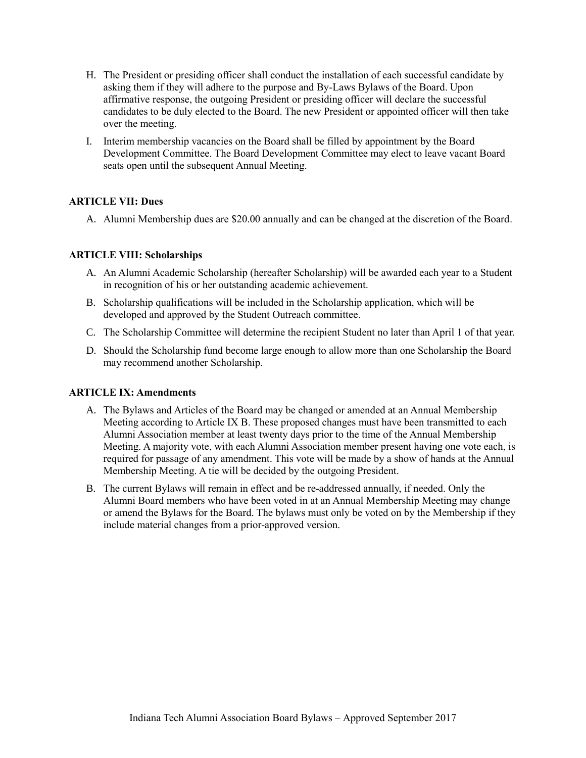H. The President or presiding officer shall conduct the installation of each successful candidate by asking them if they will adhere to the purpose and By-Laws Bylaws of the Board. Upon affirmative response, the outgoing President or presiding officer will declare the successful candidates to be duly elected to the Board. The new President or appointed officer will then take over the meeting.

I. Interim membership vacancies on the Board shall be filled by appointment by the Board Development Committee. The Board Development Committee may elect to leave vacant Board seats open until the subsequent Annual Meeting.

**ARTICLE VII: Dues**

A. Alumni Membership dues are $20.00 annually and can be changed at the discretion of the Board.

**ARTICLE VIII: Scholarships**

A. An Alumni Academic Scholarship (hereafter Scholarship) will be awarded each year to a Student in recognition of his or her outstanding academic achievement.

B. Scholarship qualifications will be included in the Scholarship application, which will be developed and approved by the Student Outreach committee.

C. The Scholarship Committee will determine the recipient Student no later than April 1 of that year.

D. Should the Scholarship fund become large enough to allow more than one Scholarship the Board may recommend another Scholarship.

**ARTICLE IX: Amendments**

A. The Bylaws and Articles of the Board may be changed or amended at an Annual Membership Meeting according to Article IX B. These proposed changes must have been transmitted to each Alumni Association member at least twenty days prior to the time of the Annual Membership Meeting. A majority vote, with each Alumni Association member present having one vote each, is required for passage of any amendment. This vote will be made by a show of hands at the Annual Membership Meeting. A tie will be decided by the outgoing President.

B. The current Bylaws will remain in effect and be re-addressed annually, if needed. Only the Alumni Board members who have been voted in at an Annual Membership Meeting may change or amend the Bylaws for the Board. The bylaws must only be voted on by the Membership if they include material changes from a prior-approved version.